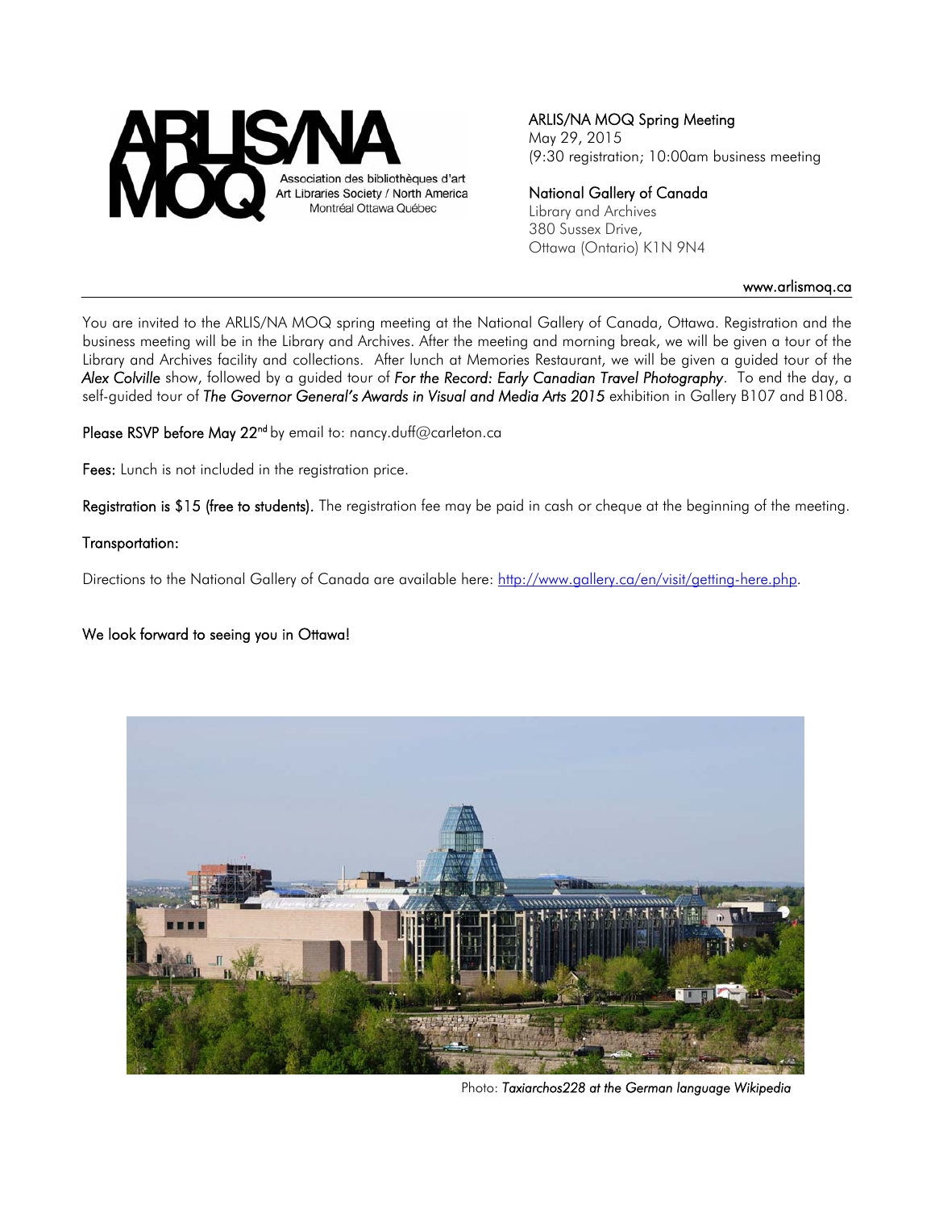ARLIS/NA MOQ
Association des bibliothèques d'art
Art Libraries Society / North America
Montréal Ottawa Québec

**ARLIS/NA MOQ Spring Meeting**
May 29, 2015
(9:30 registration; 10:00am business meeting

**National Gallery of Canada**
Library and Archives
380 Sussex Drive,
Ottawa (Ontario) K1N 9N4

www.arlismoq.ca

---

You are invited to the ARLIS/NA MOQ spring meeting at the National Gallery of Canada, Ottawa. Registration and the business meeting will be in the Library and Archives. After the meeting and morning break, we will be given a tour of the Library and Archives facility and collections. After lunch at Memories Restaurant, we will be given a guided tour of the *Alex Colville* show, followed by a guided tour of *For the Record: Early Canadian Travel Photography*. To end the day, a self-guided tour of *The Governor General's Awards in Visual and Media Arts 2015* exhibition in Gallery B107 and B108.

**Please RSVP before May 22nd** by email to: nancy.duff@carleton.ca

**Fees:** Lunch is not included in the registration price.

**Registration is $15 (free to students).** The registration fee may be paid in cash or cheque at the beginning of the meeting.

**Transportation:**

Directions to the National Gallery of Canada are available here: http://www.gallery.ca/en/visit/getting-here.php.

**We look forward to seeing you in Ottawa!**

Photo: *Taxiarchos228 at the German language Wikipedia*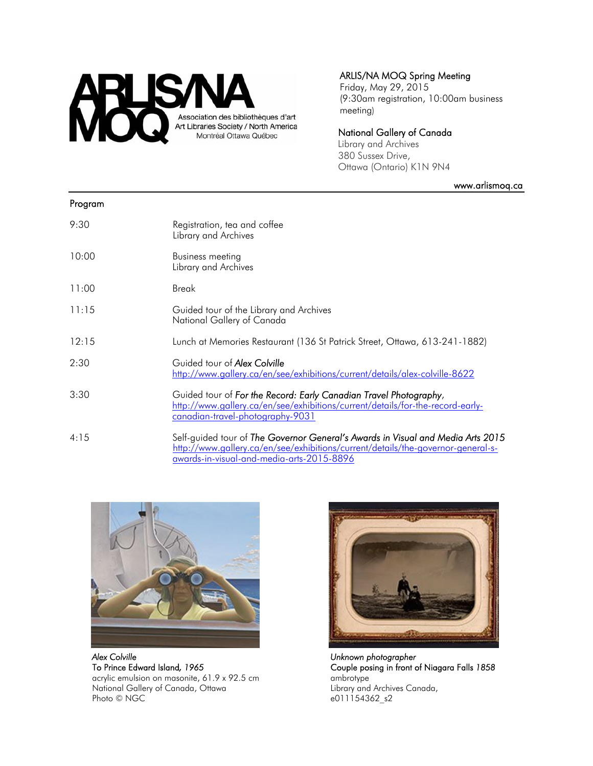ARLIS/NA MOQ
Association des bibliothèques d'art
Art Libraries Society / North America
Montréal Ottawa Québec

**ARLIS/NA MOQ Spring Meeting**
Friday, May 29, 2015
(9:30am registration, 10:00am business meeting)

**National Gallery of Canada**
Library and Archives
380 Sussex Drive,
Ottawa (Ontario) K1N 9N4

www.arlismoq.ca

## Program

| | |
|---|---|
| 9:30 | Registration, tea and coffee<br>Library and Archives |
| 10:00 | Business meeting<br>Library and Archives |
| 11:00 | Break |
| 11:15 | Guided tour of the Library and Archives<br>National Gallery of Canada |
| 12:15 | Lunch at Memories Restaurant (136 St Patrick Street, Ottawa, 613-241-1882) |
| 2:30 | Guided tour of *Alex Colville*<br>http://www.gallery.ca/en/see/exhibitions/current/details/alex-colville-8622 |
| 3:30 | Guided tour of *For the Record: Early Canadian Travel Photography*,<br>http://www.gallery.ca/en/see/exhibitions/current/details/for-the-record-early-canadian-travel-photography-9031 |
| 4:15 | Self-guided tour of *The Governor General's Awards in Visual and Media Arts 2015*<br>http://www.gallery.ca/en/see/exhibitions/current/details/the-governor-general-s-awards-in-visual-and-media-arts-2015-8896 |

*Alex Colville*
To Prince Edward Island, *1965*
acrylic emulsion on masonite, 61.9 x 92.5 cm
National Gallery of Canada, Ottawa
Photo © NGC

*Unknown photographer*
Couple posing in front of Niagara Falls *1858*
ambrotype
Library and Archives Canada,
e011154362_s2